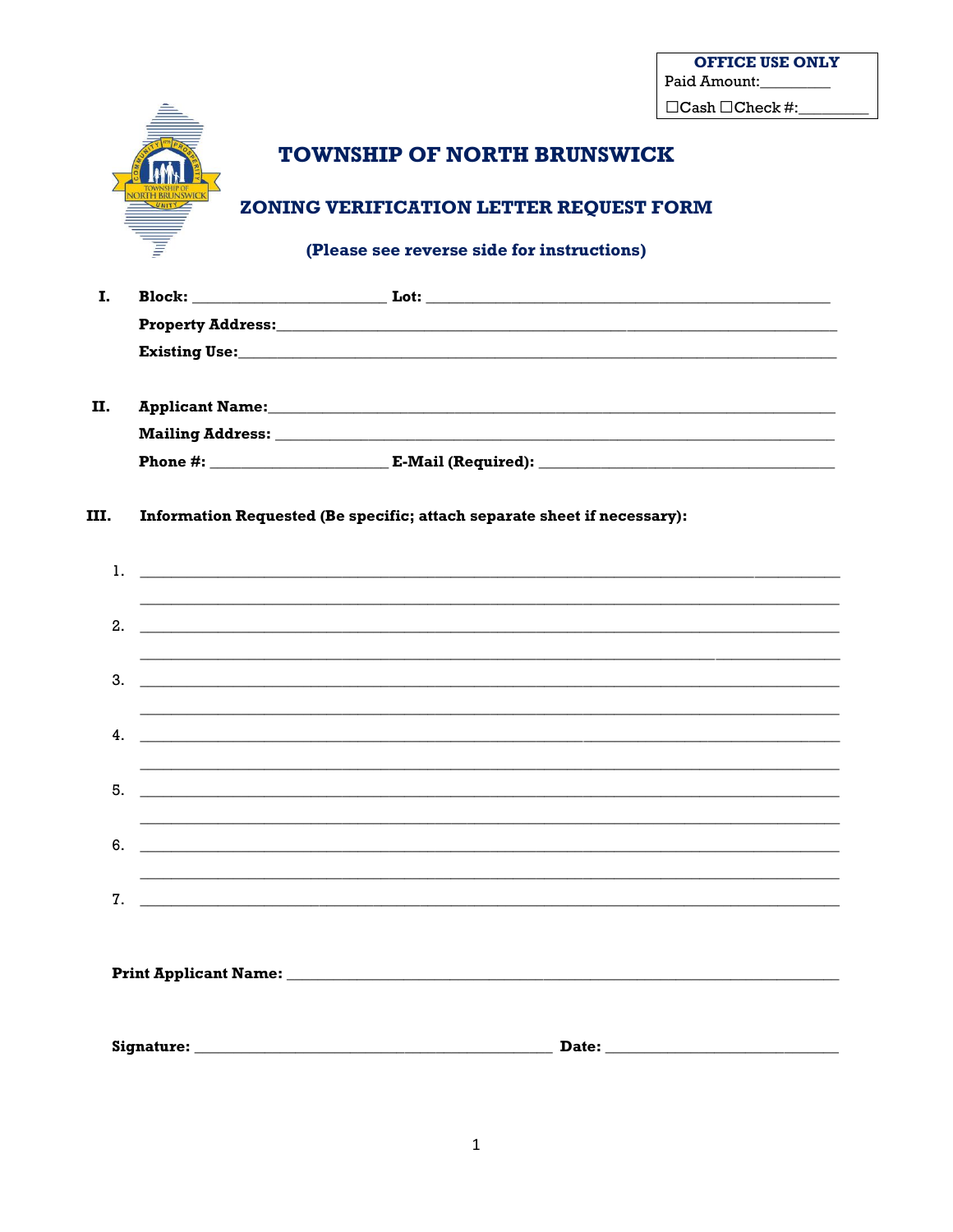**OFFICE USE ONLY**
Paid Amount:_________
☐Cash ☐Check #:_________

# TOWNSHIP OF NORTH BRUNSWICK

## ZONING VERIFICATION LETTER REQUEST FORM

**(Please see reverse side for instructions)**

**I.** **Block:** ________________________ **Lot:** __________________________________________________

**Property Address:**______________________________________________________________________

**Existing Use:**__________________________________________________________________________

**II.** **Applicant Name:**______________________________________________________________________

**Mailing Address:** _______________________________________________________________________

**Phone #:** ______________________ **E-Mail (Required):** _____________________________________

**III.** **Information Requested (Be specific; attach separate sheet if necessary):**

1. ________________________________________________________________________________________

________________________________________________________________________________________

2. ________________________________________________________________________________________

________________________________________________________________________________________

3. ________________________________________________________________________________________

________________________________________________________________________________________

4. ________________________________________________________________________________________

________________________________________________________________________________________

5. ________________________________________________________________________________________

________________________________________________________________________________________

6. ________________________________________________________________________________________

________________________________________________________________________________________

7. ________________________________________________________________________________________

**Print Applicant Name:** __________________________________________________________________

**Signature:** ____________________________________________ **Date:** ____________________________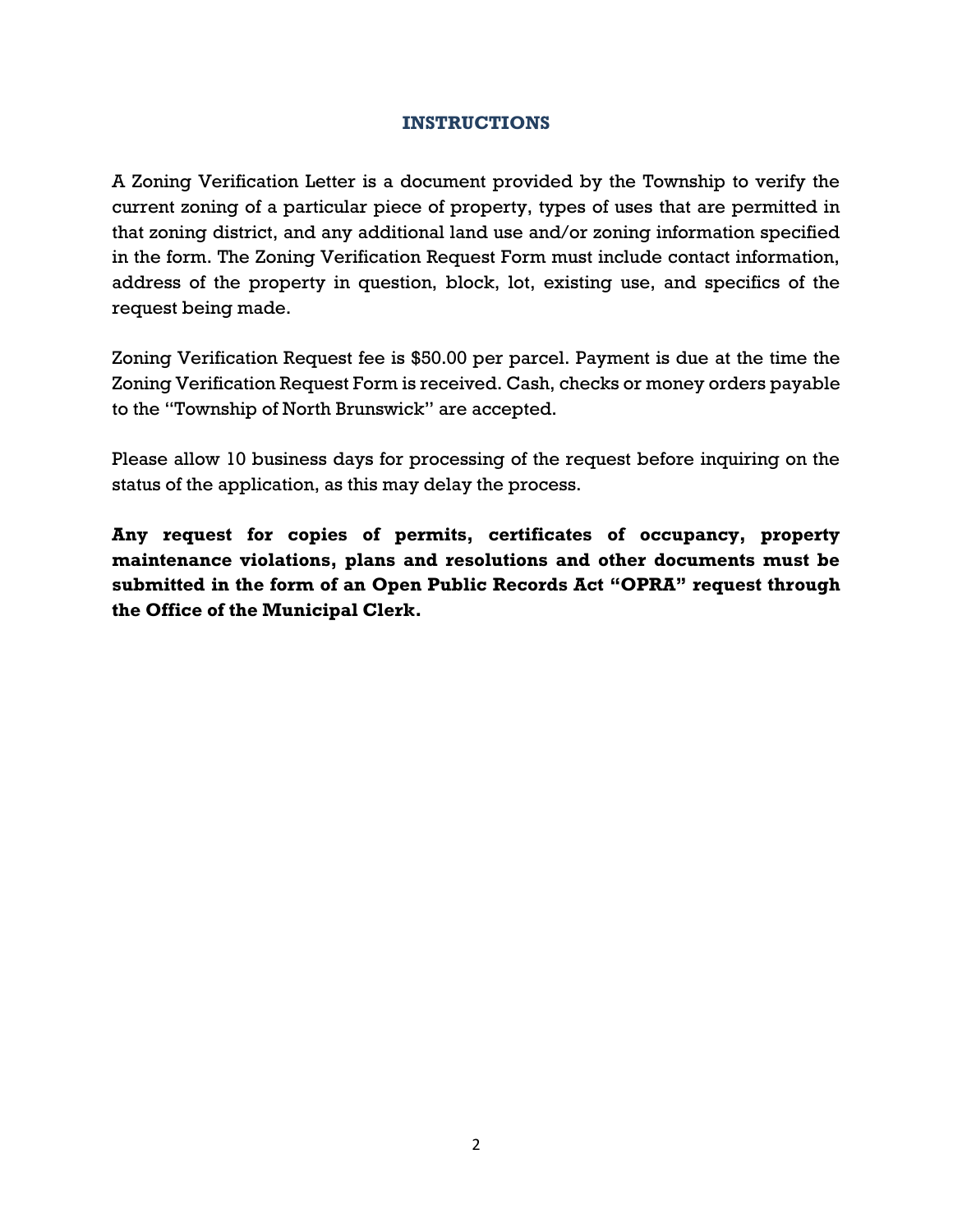# INSTRUCTIONS

A Zoning Verification Letter is a document provided by the Township to verify the current zoning of a particular piece of property, types of uses that are permitted in that zoning district, and any additional land use and/or zoning information specified in the form. The Zoning Verification Request Form must include contact information, address of the property in question, block, lot, existing use, and specifics of the request being made.

Zoning Verification Request fee is $50.00 per parcel. Payment is due at the time the Zoning Verification Request Form is received. Cash, checks or money orders payable to the "Township of North Brunswick" are accepted.

Please allow 10 business days for processing of the request before inquiring on the status of the application, as this may delay the process.

**Any request for copies of permits, certificates of occupancy, property maintenance violations, plans and resolutions and other documents must be submitted in the form of an Open Public Records Act "OPRA" request through the Office of the Municipal Clerk.**